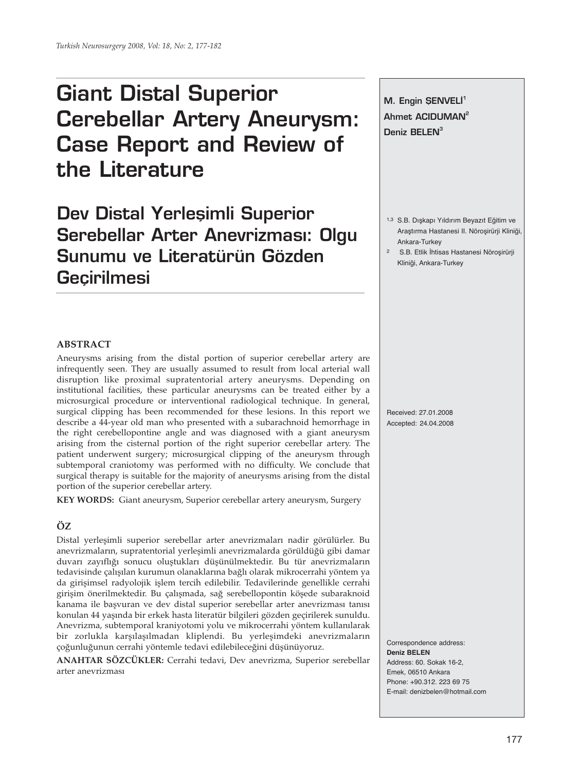# Giant Distal Superior Cerebellar Artery Aneurysm: Case Report and Review of the Literature

# Dev Distal Yerleşimli Superior Serebellar Arter Anevrizması: Olgu Sunumu ve Literatürün Gözden Geçirilmesi

**M. Engin ŞENVELI[1]**
**Ahmet ACIDUMAN[2]**
**Deniz BELEN[3]**

[1,3] S.B. Dışkapı Yıldırım Beyazıt Eğitim ve Araştırma Hastanesi II. Nöroşirürji Kliniği, Ankara-Turkey

[2] S.B. Etlik İhtisas Hastanesi Nöroşirürji Kliniği, Ankara-Turkey

Received: 27.01.2008
Accepted: 24.04.2008

## ABSTRACT

Aneurysms arising from the distal portion of superior cerebellar artery are infrequently seen. They are usually assumed to result from local arterial wall disruption like proximal supratentorial artery aneurysms. Depending on institutional facilities, these particular aneurysms can be treated either by a microsurgical procedure or interventional radiological technique. In general, surgical clipping has been recommended for these lesions. In this report we describe a 44-year old man who presented with a subarachnoid hemorrhage in the right cerebellopontine angle and was diagnosed with a giant aneurysm arising from the cisternal portion of the right superior cerebellar artery. The patient underwent surgery; microsurgical clipping of the aneurysm through subtemporal craniotomy was performed with no difficulty. We conclude that surgical therapy is suitable for the majority of aneurysms arising from the distal portion of the superior cerebellar artery.

**KEY WORDS:** Giant aneurysm, Superior cerebellar artery aneurysm, Surgery

## ÖZ

Distal yerleşimli superior serebellar arter anevrizmaları nadir görülürler. Bu anevrizmaların, supratentorial yerleşimli anevrizmalarda görüldüğü gibi damar duvarı zayıflığı sonucu oluştukları düşünülmektedir. Bu tür anevrizmaların tedavisinde çalışılan kurumun olanaklarına bağlı olarak mikrocerrahi yöntem ya da girişimsel radyolojik işlem tercih edilebilir. Tedavilerinde genellikle cerrahi girişim önerilmektedir. Bu çalışmada, sağ serebellopontin köşede subaraknoid kanama ile başvuran ve dev distal superior serebellar arter anevrizması tanısı konulan 44 yaşında bir erkek hasta literatür bilgileri gözden geçirilerek sunuldu. Anevrizma, subtemporal kraniyotomi yolu ve mikrocerrahi yöntem kullanılarak bir zorlukla karşılaşılmadan kliplendi. Bu yerleşimdeki anevrizmaların çoğunluğunun cerrahi yöntemle tedavi edilebileceğini düşünüyoruz.

**ANAHTAR SÖZCÜKLER:** Cerrahi tedavi, Dev anevrizma, Superior serebellar arter anevrizması

Correspondence address:
**Deniz BELEN**
Address: 60. Sokak 16-2,
Emek, 06510 Ankara
Phone: +90.312. 223 69 75
E-mail: denizbelen@hotmail.com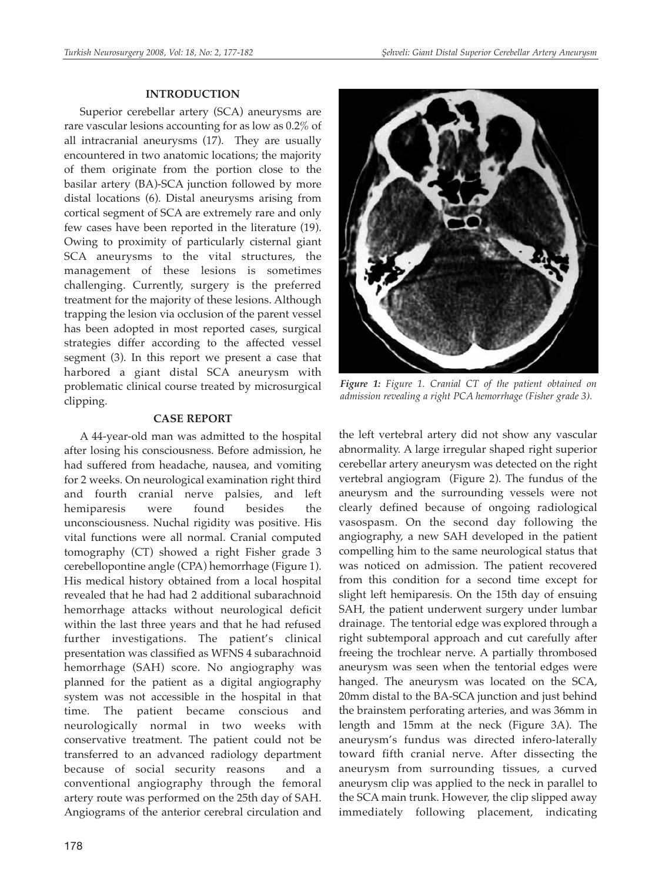## INTRODUCTION

Superior cerebellar artery (SCA) aneurysms are rare vascular lesions accounting for as low as 0.2% of all intracranial aneurysms (17). They are usually encountered in two anatomic locations; the majority of them originate from the portion close to the basilar artery (BA)-SCA junction followed by more distal locations (6). Distal aneurysms arising from cortical segment of SCA are extremely rare and only few cases have been reported in the literature (19). Owing to proximity of particularly cisternal giant SCA aneurysms to the vital structures, the management of these lesions is sometimes challenging. Currently, surgery is the preferred treatment for the majority of these lesions. Although trapping the lesion via occlusion of the parent vessel has been adopted in most reported cases, surgical strategies differ according to the affected vessel segment (3). In this report we present a case that harbored a giant distal SCA aneurysm with problematic clinical course treated by microsurgical clipping.

## CASE REPORT

A 44-year-old man was admitted to the hospital after losing his consciousness. Before admission, he had suffered from headache, nausea, and vomiting for 2 weeks. On neurological examination right third and fourth cranial nerve palsies, and left hemiparesis were found besides the unconsciousness. Nuchal rigidity was positive. His vital functions were all normal. Cranial computed tomography (CT) showed a right Fisher grade 3 cerebellopontine angle (CPA) hemorrhage (Figure 1). His medical history obtained from a local hospital revealed that he had had 2 additional subarachnoid hemorrhage attacks without neurological deficit within the last three years and that he had refused further investigations. The patient's clinical presentation was classified as WFNS 4 subarachnoid hemorrhage (SAH) score. No angiography was planned for the patient as a digital angiography system was not accessible in the hospital in that time. The patient became conscious and neurologically normal in two weeks with conservative treatment. The patient could not be transferred to an advanced radiology department because of social security reasons and a conventional angiography through the femoral artery route was performed on the 25th day of SAH. Angiograms of the anterior cerebral circulation and the left vertebral artery did not show any vascular abnormality. A large irregular shaped right superior cerebellar artery aneurysm was detected on the right vertebral angiogram (Figure 2). The fundus of the aneurysm and the surrounding vessels were not clearly defined because of ongoing radiological vasospasm. On the second day following the angiography, a new SAH developed in the patient compelling him to the same neurological status that was noticed on admission. The patient recovered from this condition for a second time except for slight left hemiparesis. On the 15th day of ensuing SAH, the patient underwent surgery under lumbar drainage. The tentorial edge was explored through a right subtemporal approach and cut carefully after freeing the trochlear nerve. A partially thrombosed aneurysm was seen when the tentorial edges were hanged. The aneurysm was located on the SCA, 20mm distal to the BA-SCA junction and just behind the brainstem perforating arteries, and was 36mm in length and 15mm at the neck (Figure 3A). The aneurysm's fundus was directed infero-laterally toward fifth cranial nerve. After dissecting the aneurysm from surrounding tissues, a curved aneurysm clip was applied to the neck in parallel to the SCA main trunk. However, the clip slipped away immediately following placement, indicating

*Figure 1: Figure 1. Cranial CT of the patient obtained on admission revealing a right PCA hemorrhage (Fisher grade 3).*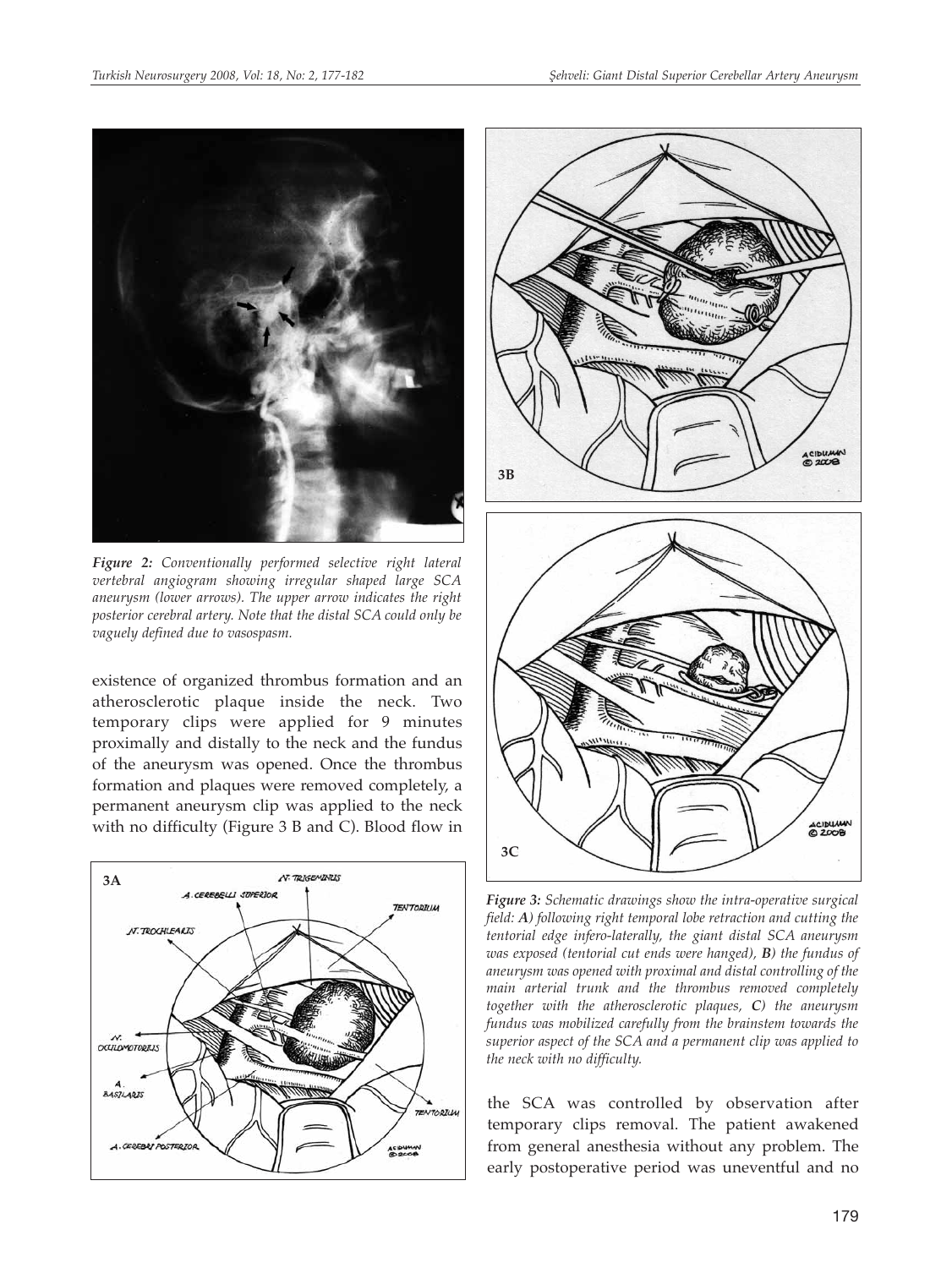*Figure 2: Conventionally performed selective right lateral vertebral angiogram showing irregular shaped large SCA aneurysm (lower arrows). The upper arrow indicates the right posterior cerebral artery. Note that the distal SCA could only be vaguely defined due to vasospasm.*

existence of organized thrombus formation and an atherosclerotic plaque inside the neck. Two temporary clips were applied for 9 minutes proximally and distally to the neck and the fundus of the aneurysm was opened. Once the thrombus formation and plaques were removed completely, a permanent aneurysm clip was applied to the neck with no difficulty (Figure 3 B and C). Blood flow in the SCA was controlled by observation after temporary clips removal. The patient awakened from general anesthesia without any problem. The early postoperative period was uneventful and no

*Figure 3: Schematic drawings show the intra-operative surgical field: **A)** following right temporal lobe retraction and cutting the tentorial edge infero-laterally, the giant distal SCA aneurysm was exposed (tentorial cut ends were hanged), **B)** the fundus of aneurysm was opened with proximal and distal controlling of the main arterial trunk and the thrombus removed completely together with the atherosclerotic plaques, **C)** the aneurysm fundus was mobilized carefully from the brainstem towards the superior aspect of the SCA and a permanent clip was applied to the neck with no difficulty.*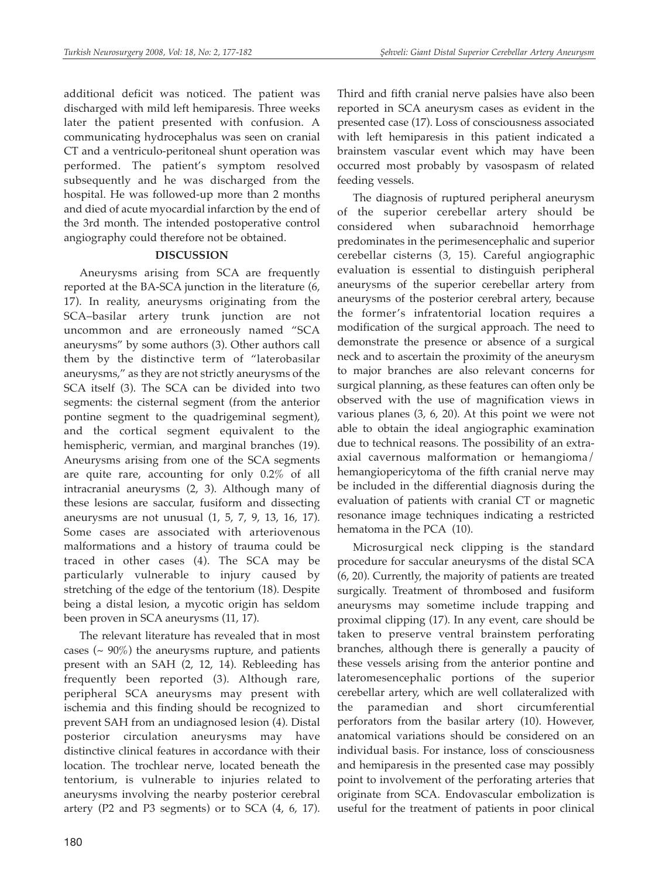additional deficit was noticed. The patient was discharged with mild left hemiparesis. Three weeks later the patient presented with confusion. A communicating hydrocephalus was seen on cranial CT and a ventriculo-peritoneal shunt operation was performed. The patient's symptom resolved subsequently and he was discharged from the hospital. He was followed-up more than 2 months and died of acute myocardial infarction by the end of the 3rd month. The intended postoperative control angiography could therefore not be obtained.

## DISCUSSION

Aneurysms arising from SCA are frequently reported at the BA-SCA junction in the literature (6, 17). In reality, aneurysms originating from the SCA–basilar artery trunk junction are not uncommon and are erroneously named "SCA aneurysms" by some authors (3). Other authors call them by the distinctive term of "laterobasilar aneurysms," as they are not strictly aneurysms of the SCA itself (3). The SCA can be divided into two segments: the cisternal segment (from the anterior pontine segment to the quadrigeminal segment), and the cortical segment equivalent to the hemispheric, vermian, and marginal branches (19). Aneurysms arising from one of the SCA segments are quite rare, accounting for only 0.2% of all intracranial aneurysms (2, 3). Although many of these lesions are saccular, fusiform and dissecting aneurysms are not unusual (1, 5, 7, 9, 13, 16, 17). Some cases are associated with arteriovenous malformations and a history of trauma could be traced in other cases (4). The SCA may be particularly vulnerable to injury caused by stretching of the edge of the tentorium (18). Despite being a distal lesion, a mycotic origin has seldom been proven in SCA aneurysms (11, 17).

The relevant literature has revealed that in most cases (~ 90%) the aneurysms rupture, and patients present with an SAH (2, 12, 14). Rebleeding has frequently been reported (3). Although rare, peripheral SCA aneurysms may present with ischemia and this finding should be recognized to prevent SAH from an undiagnosed lesion (4). Distal posterior circulation aneurysms may have distinctive clinical features in accordance with their location. The trochlear nerve, located beneath the tentorium, is vulnerable to injuries related to aneurysms involving the nearby posterior cerebral artery (P2 and P3 segments) or to SCA (4, 6, 17). Third and fifth cranial nerve palsies have also been reported in SCA aneurysm cases as evident in the presented case (17). Loss of consciousness associated with left hemiparesis in this patient indicated a brainstem vascular event which may have been occurred most probably by vasospasm of related feeding vessels.

The diagnosis of ruptured peripheral aneurysm of the superior cerebellar artery should be considered when subarachnoid hemorrhage predominates in the perimesencephalic and superior cerebellar cisterns (3, 15). Careful angiographic evaluation is essential to distinguish peripheral aneurysms of the superior cerebellar artery from aneurysms of the posterior cerebral artery, because the former's infratentorial location requires a modification of the surgical approach. The need to demonstrate the presence or absence of a surgical neck and to ascertain the proximity of the aneurysm to major branches are also relevant concerns for surgical planning, as these features can often only be observed with the use of magnification views in various planes (3, 6, 20). At this point we were not able to obtain the ideal angiographic examination due to technical reasons. The possibility of an extra-axial cavernous malformation or hemangioma/ hemangiopericytoma of the fifth cranial nerve may be included in the differential diagnosis during the evaluation of patients with cranial CT or magnetic resonance image techniques indicating a restricted hematoma in the PCA (10).

Microsurgical neck clipping is the standard procedure for saccular aneurysms of the distal SCA (6, 20). Currently, the majority of patients are treated surgically. Treatment of thrombosed and fusiform aneurysms may sometime include trapping and proximal clipping (17). In any event, care should be taken to preserve ventral brainstem perforating branches, although there is generally a paucity of these vessels arising from the anterior pontine and lateromesencephalic portions of the superior cerebellar artery, which are well collateralized with the paramedian and short circumferential perforators from the basilar artery (10). However, anatomical variations should be considered on an individual basis. For instance, loss of consciousness and hemiparesis in the presented case may possibly point to involvement of the perforating arteries that originate from SCA. Endovascular embolization is useful for the treatment of patients in poor clinical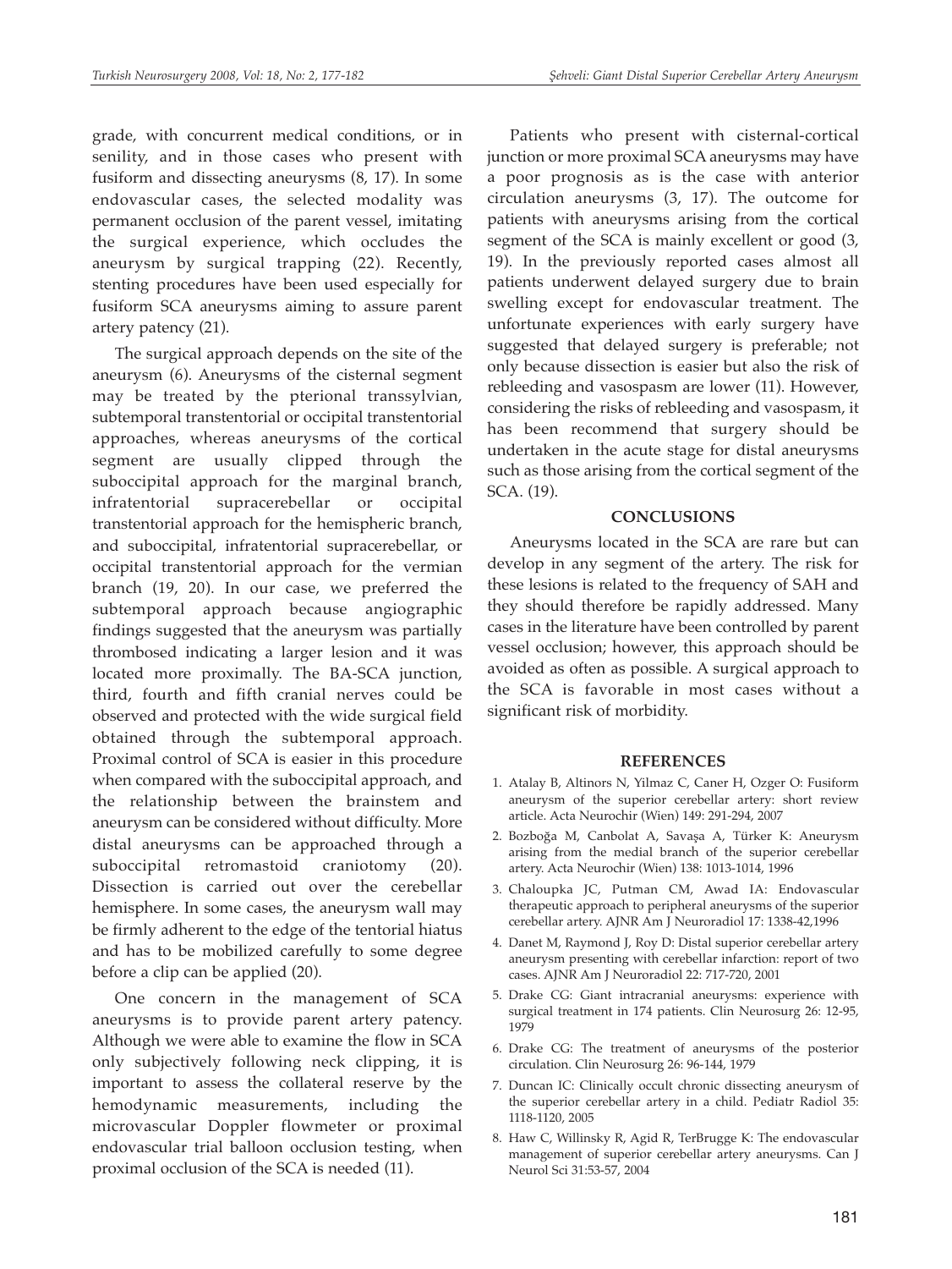grade, with concurrent medical conditions, or in senility, and in those cases who present with fusiform and dissecting aneurysms (8, 17). In some endovascular cases, the selected modality was permanent occlusion of the parent vessel, imitating the surgical experience, which occludes the aneurysm by surgical trapping (22). Recently, stenting procedures have been used especially for fusiform SCA aneurysms aiming to assure parent artery patency (21).

The surgical approach depends on the site of the aneurysm (6). Aneurysms of the cisternal segment may be treated by the pterional transsylvian, subtemporal transtentorial or occipital transtentorial approaches, whereas aneurysms of the cortical segment are usually clipped through the suboccipital approach for the marginal branch, infratentorial supracerebellar or occipital transtentorial approach for the hemispheric branch, and suboccipital, infratentorial supracerebellar, or occipital transtentorial approach for the vermian branch (19, 20). In our case, we preferred the subtemporal approach because angiographic findings suggested that the aneurysm was partially thrombosed indicating a larger lesion and it was located more proximally. The BA-SCA junction, third, fourth and fifth cranial nerves could be observed and protected with the wide surgical field obtained through the subtemporal approach. Proximal control of SCA is easier in this procedure when compared with the suboccipital approach, and the relationship between the brainstem and aneurysm can be considered without difficulty. More distal aneurysms can be approached through a suboccipital retromastoid craniotomy (20). Dissection is carried out over the cerebellar hemisphere. In some cases, the aneurysm wall may be firmly adherent to the edge of the tentorial hiatus and has to be mobilized carefully to some degree before a clip can be applied (20).

One concern in the management of SCA aneurysms is to provide parent artery patency. Although we were able to examine the flow in SCA only subjectively following neck clipping, it is important to assess the collateral reserve by the hemodynamic measurements, including the microvascular Doppler flowmeter or proximal endovascular trial balloon occlusion testing, when proximal occlusion of the SCA is needed (11).

Patients who present with cisternal-cortical junction or more proximal SCA aneurysms may have a poor prognosis as is the case with anterior circulation aneurysms (3, 17). The outcome for patients with aneurysms arising from the cortical segment of the SCA is mainly excellent or good (3, 19). In the previously reported cases almost all patients underwent delayed surgery due to brain swelling except for endovascular treatment. The unfortunate experiences with early surgery have suggested that delayed surgery is preferable; not only because dissection is easier but also the risk of rebleeding and vasospasm are lower (11). However, considering the risks of rebleeding and vasospasm, it has been recommend that surgery should be undertaken in the acute stage for distal aneurysms such as those arising from the cortical segment of the SCA. (19).

## CONCLUSIONS

Aneurysms located in the SCA are rare but can develop in any segment of the artery. The risk for these lesions is related to the frequency of SAH and they should therefore be rapidly addressed. Many cases in the literature have been controlled by parent vessel occlusion; however, this approach should be avoided as often as possible. A surgical approach to the SCA is favorable in most cases without a significant risk of morbidity.

## REFERENCES

1. Atalay B, Altinors N, Yilmaz C, Caner H, Ozger O: Fusiform aneurysm of the superior cerebellar artery: short review article. Acta Neurochir (Wien) 149: 291-294, 2007
2. Bozboğa M, Canbolat A, Savaşa A, Türker K: Aneurysm arising from the medial branch of the superior cerebellar artery. Acta Neurochir (Wien) 138: 1013-1014, 1996
3. Chaloupka JC, Putman CM, Awad IA: Endovascular therapeutic approach to peripheral aneurysms of the superior cerebellar artery. AJNR Am J Neuroradiol 17: 1338-42,1996
4. Danet M, Raymond J, Roy D: Distal superior cerebellar artery aneurysm presenting with cerebellar infarction: report of two cases. AJNR Am J Neuroradiol 22: 717-720, 2001
5. Drake CG: Giant intracranial aneurysms: experience with surgical treatment in 174 patients. Clin Neurosurg 26: 12-95, 1979
6. Drake CG: The treatment of aneurysms of the posterior circulation. Clin Neurosurg 26: 96-144, 1979
7. Duncan IC: Clinically occult chronic dissecting aneurysm of the superior cerebellar artery in a child. Pediatr Radiol 35: 1118-1120, 2005
8. Haw C, Willinsky R, Agid R, TerBrugge K: The endovascular management of superior cerebellar artery aneurysms. Can J Neurol Sci 31:53-57, 2004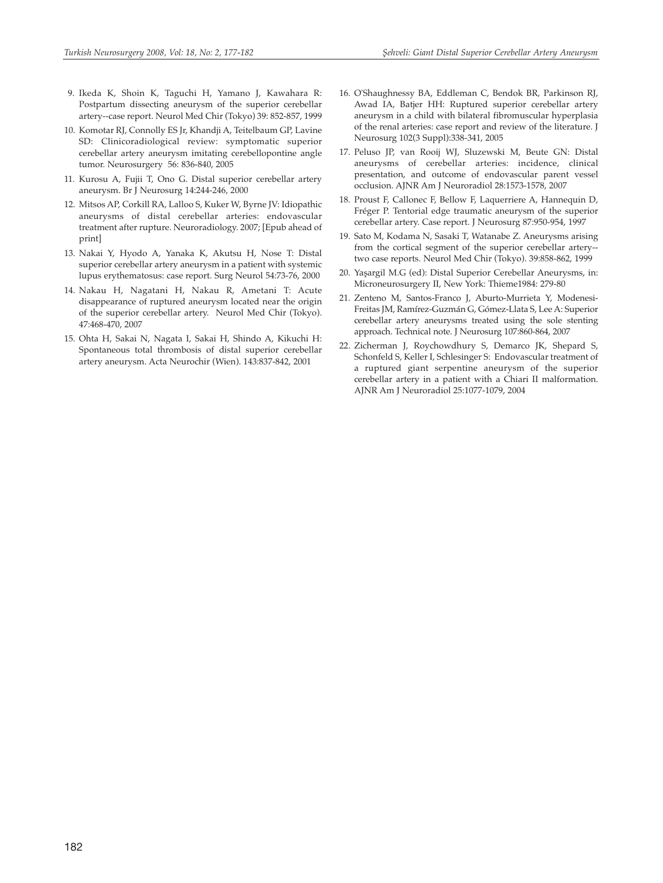9. Ikeda K, Shoin K, Taguchi H, Yamano J, Kawahara R: Postpartum dissecting aneurysm of the superior cerebellar artery--case report. Neurol Med Chir (Tokyo) 39: 852-857, 1999
10. Komotar RJ, Connolly ES Jr, Khandji A, Teitelbaum GP, Lavine SD: Clinicoradiological review: symptomatic superior cerebellar artery aneurysm imitating cerebellopontine angle tumor. Neurosurgery 56: 836-840, 2005
11. Kurosu A, Fujii T, Ono G. Distal superior cerebellar artery aneurysm. Br J Neurosurg 14:244-246, 2000
12. Mitsos AP, Corkill RA, Lalloo S, Kuker W, Byrne JV: Idiopathic aneurysms of distal cerebellar arteries: endovascular treatment after rupture. Neuroradiology. 2007; [Epub ahead of print]
13. Nakai Y, Hyodo A, Yanaka K, Akutsu H, Nose T: Distal superior cerebellar artery aneurysm in a patient with systemic lupus erythematosus: case report. Surg Neurol 54:73-76, 2000
14. Nakau H, Nagatani H, Nakau R, Ametani T: Acute disappearance of ruptured aneurysm located near the origin of the superior cerebellar artery. Neurol Med Chir (Tokyo). 47:468-470, 2007
15. Ohta H, Sakai N, Nagata I, Sakai H, Shindo A, Kikuchi H: Spontaneous total thrombosis of distal superior cerebellar artery aneurysm. Acta Neurochir (Wien). 143:837-842, 2001
16. O'Shaughnessy BA, Eddleman C, Bendok BR, Parkinson RJ, Awad IA, Batjer HH: Ruptured superior cerebellar artery aneurysm in a child with bilateral fibromuscular hyperplasia of the renal arteries: case report and review of the literature. J Neurosurg 102(3 Suppl):338-341, 2005
17. Peluso JP, van Rooij WJ, Sluzewski M, Beute GN: Distal aneurysms of cerebellar arteries: incidence, clinical presentation, and outcome of endovascular parent vessel occlusion. AJNR Am J Neuroradiol 28:1573-1578, 2007
18. Proust F, Callonec F, Bellow F, Laquerriere A, Hannequin D, Fréger P. Tentorial edge traumatic aneurysm of the superior cerebellar artery. Case report. J Neurosurg 87:950-954, 1997
19. Sato M, Kodama N, Sasaki T, Watanabe Z. Aneurysms arising from the cortical segment of the superior cerebellar artery--two case reports. Neurol Med Chir (Tokyo). 39:858-862, 1999
20. Yaşargil M.G (ed): Distal Superior Cerebellar Aneurysms, in: Microneurosurgery II, New York: Thieme1984: 279-80
21. Zenteno M, Santos-Franco J, Aburto-Murrieta Y, Modenesi-Freitas JM, Ramírez-Guzmán G, Gómez-Llata S, Lee A: Superior cerebellar artery aneurysms treated using the sole stenting approach. Technical note. J Neurosurg 107:860-864, 2007
22. Zicherman J, Roychowdhury S, Demarco JK, Shepard S, Schonfeld S, Keller I, Schlesinger S: Endovascular treatment of a ruptured giant serpentine aneurysm of the superior cerebellar artery in a patient with a Chiari II malformation. AJNR Am J Neuroradiol 25:1077-1079, 2004